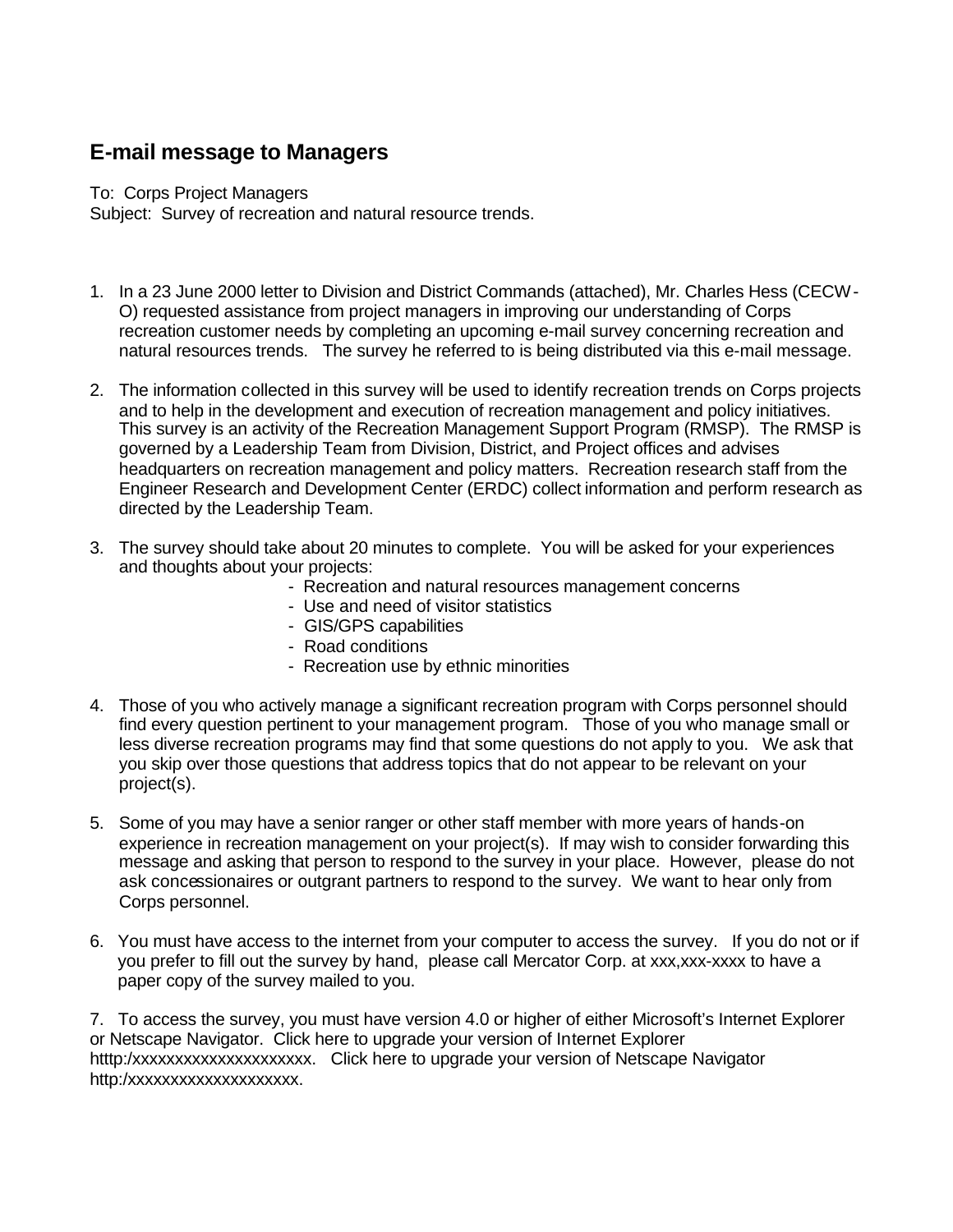## E-mail message to Managers

To: Corps Project Managers
Subject: Survey of recreation and natural resource trends.

1. In a 23 June 2000 letter to Division and District Commands (attached), Mr. Charles Hess (CECW-O) requested assistance from project managers in improving our understanding of Corps recreation customer needs by completing an upcoming e-mail survey concerning recreation and natural resources trends. The survey he referred to is being distributed via this e-mail message.

2. The information collected in this survey will be used to identify recreation trends on Corps projects and to help in the development and execution of recreation management and policy initiatives. This survey is an activity of the Recreation Management Support Program (RMSP). The RMSP is governed by a Leadership Team from Division, District, and Project offices and advises headquarters on recreation management and policy matters. Recreation research staff from the Engineer Research and Development Center (ERDC) collect information and perform research as directed by the Leadership Team.

3. The survey should take about 20 minutes to complete. You will be asked for your experiences and thoughts about your projects:
   - Recreation and natural resources management concerns
   - Use and need of visitor statistics
   - GIS/GPS capabilities
   - Road conditions
   - Recreation use by ethnic minorities

4. Those of you who actively manage a significant recreation program with Corps personnel should find every question pertinent to your management program. Those of you who manage small or less diverse recreation programs may find that some questions do not apply to you. We ask that you skip over those questions that address topics that do not appear to be relevant on your project(s).

5. Some of you may have a senior ranger or other staff member with more years of hands-on experience in recreation management on your project(s). If may wish to consider forwarding this message and asking that person to respond to the survey in your place. However, please do not ask concessionaires or outgrant partners to respond to the survey. We want to hear only from Corps personnel.

6. You must have access to the internet from your computer to access the survey. If you do not or if you prefer to fill out the survey by hand, please call Mercator Corp. at xxx,xxx-xxxx to have a paper copy of the survey mailed to you.

7. To access the survey, you must have version 4.0 or higher of either Microsoft's Internet Explorer or Netscape Navigator. Click here to upgrade your version of Internet Explorer htttp:/xxxxxxxxxxxxxxxxxxxxx. Click here to upgrade your version of Netscape Navigator http:/xxxxxxxxxxxxxxxxxxx.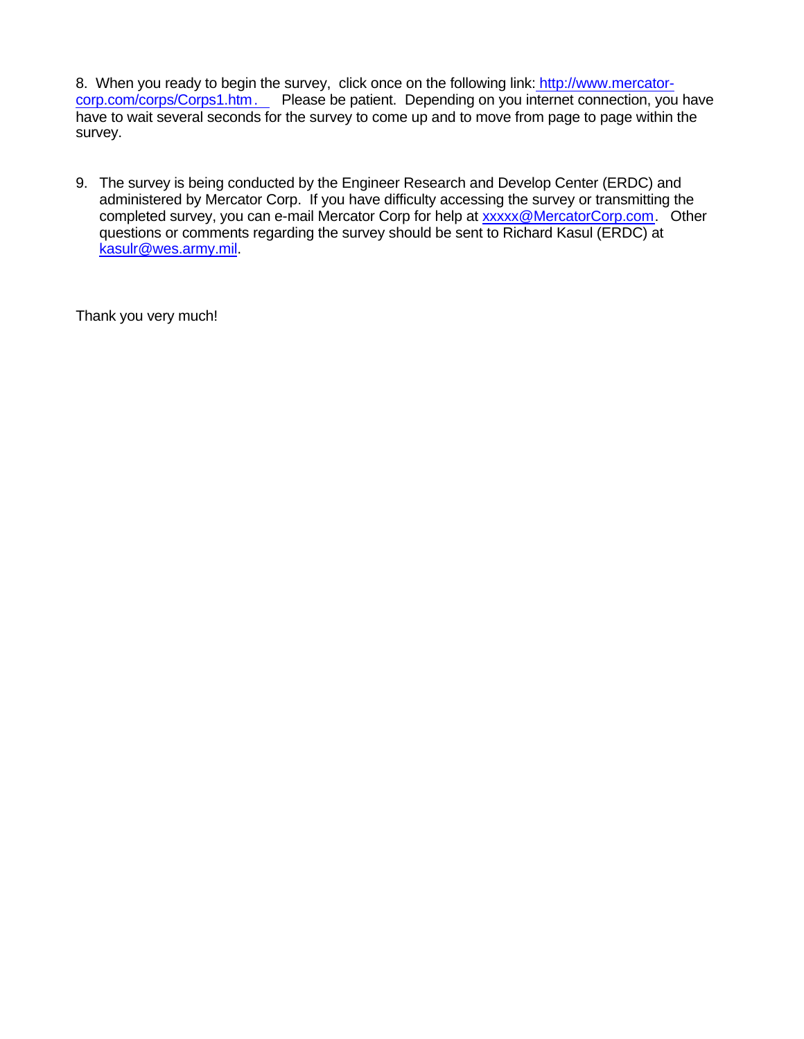8. When you ready to begin the survey, click once on the following link: http://www.mercator-corp.com/corps/Corps1.htm. Please be patient. Depending on you internet connection, you have have to wait several seconds for the survey to come up and to move from page to page within the survey.

9. The survey is being conducted by the Engineer Research and Develop Center (ERDC) and administered by Mercator Corp. If you have difficulty accessing the survey or transmitting the completed survey, you can e-mail Mercator Corp for help at xxxxx@MercatorCorp.com. Other questions or comments regarding the survey should be sent to Richard Kasul (ERDC) at kasulr@wes.army.mil.

Thank you very much!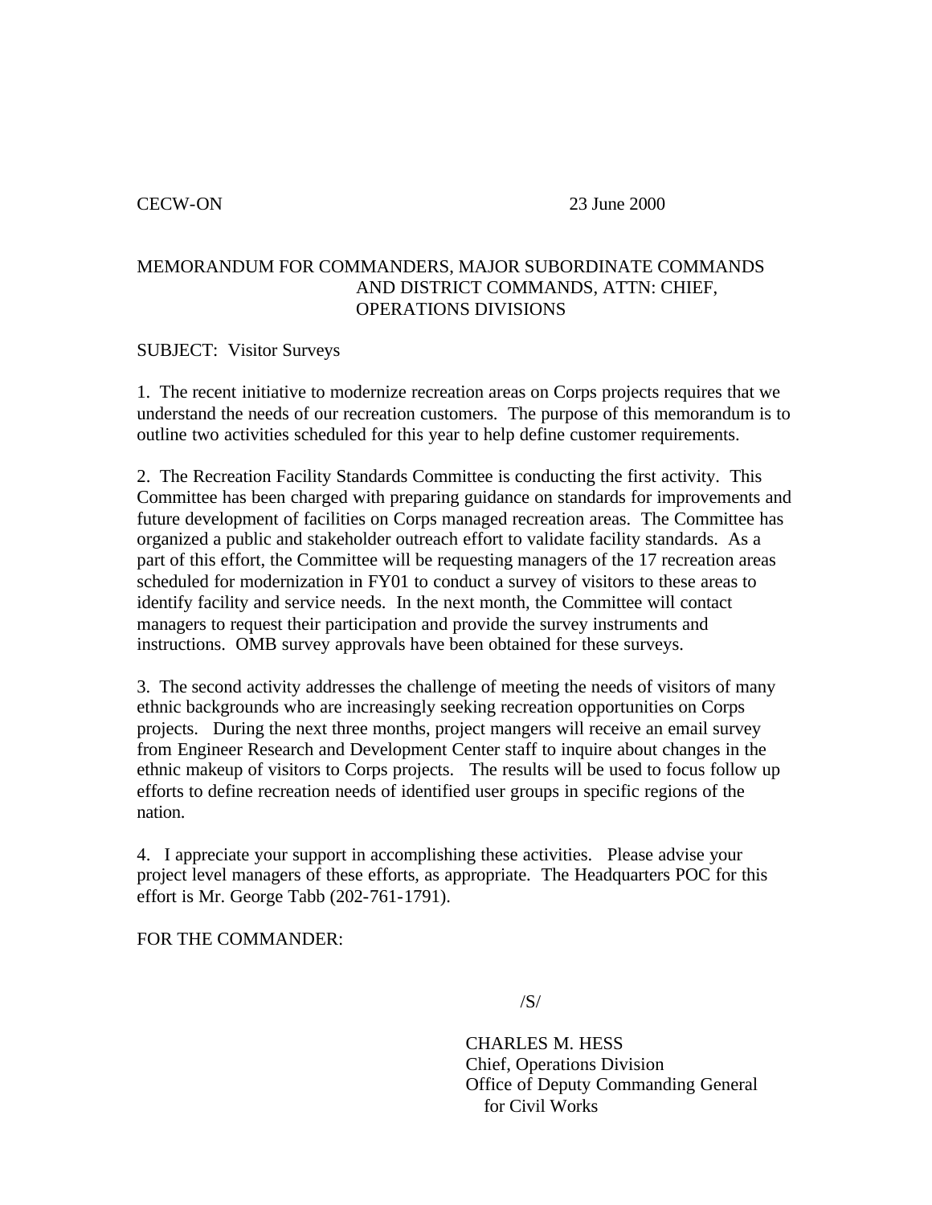CECW-ON 23 June 2000

MEMORANDUM FOR COMMANDERS, MAJOR SUBORDINATE COMMANDS AND DISTRICT COMMANDS, ATTN: CHIEF, OPERATIONS DIVISIONS

SUBJECT: Visitor Surveys

1. The recent initiative to modernize recreation areas on Corps projects requires that we understand the needs of our recreation customers. The purpose of this memorandum is to outline two activities scheduled for this year to help define customer requirements.

2. The Recreation Facility Standards Committee is conducting the first activity. This Committee has been charged with preparing guidance on standards for improvements and future development of facilities on Corps managed recreation areas. The Committee has organized a public and stakeholder outreach effort to validate facility standards. As a part of this effort, the Committee will be requesting managers of the 17 recreation areas scheduled for modernization in FY01 to conduct a survey of visitors to these areas to identify facility and service needs. In the next month, the Committee will contact managers to request their participation and provide the survey instruments and instructions. OMB survey approvals have been obtained for these surveys.

3. The second activity addresses the challenge of meeting the needs of visitors of many ethnic backgrounds who are increasingly seeking recreation opportunities on Corps projects. During the next three months, project mangers will receive an email survey from Engineer Research and Development Center staff to inquire about changes in the ethnic makeup of visitors to Corps projects. The results will be used to focus follow up efforts to define recreation needs of identified user groups in specific regions of the nation.

4. I appreciate your support in accomplishing these activities. Please advise your project level managers of these efforts, as appropriate. The Headquarters POC for this effort is Mr. George Tabb (202-761-1791).

FOR THE COMMANDER:

/S/

CHARLES M. HESS
Chief, Operations Division
Office of Deputy Commanding General
for Civil Works